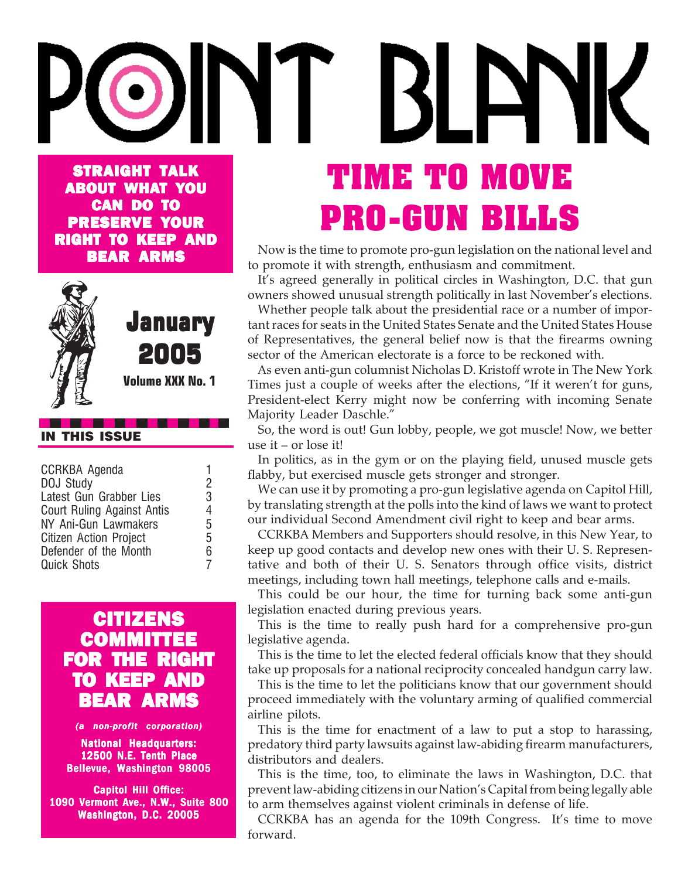# POINT BLANK

**STRAIGHT TALK ABOUT WHAT YOU CAN DO TO PRESERVE YOUR RIGHT TO KEEP AND BEAR ARMS**

**January 2005**

**Volume XXX No. 1**

**IN THIS ISSUE**

| | |
|---|---|
| CCRKBA Agenda | 1 |
| DOJ Study | 2 |
| Latest Gun Grabber Lies | 3 |
| Court Ruling Against Antis | 4 |
| NY Ani-Gun Lawmakers | 5 |
| Citizen Action Project | 5 |
| Defender of the Month | 6 |
| Quick Shots | 7 |

**CITIZENS COMMITTEE FOR THE RIGHT TO KEEP AND BEAR ARMS**

*(a non-profit corporation)*

**National Headquarters:**
**12500 N.E. Tenth Place**
**Bellevue, Washington 98005**

**Capitol Hill Office:**
**1090 Vermont Ave., N.W., Suite 800**
**Washington, D.C. 20005**

# TIME TO MOVE PRO-GUN BILLS

Now is the time to promote pro-gun legislation on the national level and to promote it with strength, enthusiasm and commitment.

It's agreed generally in political circles in Washington, D.C. that gun owners showed unusual strength politically in last November's elections.

Whether people talk about the presidential race or a number of important races for seats in the United States Senate and the United States House of Representatives, the general belief now is that the firearms owning sector of the American electorate is a force to be reckoned with.

As even anti-gun columnist Nicholas D. Kristoff wrote in The New York Times just a couple of weeks after the elections, "If it weren't for guns, President-elect Kerry might now be conferring with incoming Senate Majority Leader Daschle."

So, the word is out! Gun lobby, people, we got muscle! Now, we better use it – or lose it!

In politics, as in the gym or on the playing field, unused muscle gets flabby, but exercised muscle gets stronger and stronger.

We can use it by promoting a pro-gun legislative agenda on Capitol Hill, by translating strength at the polls into the kind of laws we want to protect our individual Second Amendment civil right to keep and bear arms.

CCRKBA Members and Supporters should resolve, in this New Year, to keep up good contacts and develop new ones with their U. S. Representative and both of their U. S. Senators through office visits, district meetings, including town hall meetings, telephone calls and e-mails.

This could be our hour, the time for turning back some anti-gun legislation enacted during previous years.

This is the time to really push hard for a comprehensive pro-gun legislative agenda.

This is the time to let the elected federal officials know that they should take up proposals for a national reciprocity concealed handgun carry law.

This is the time to let the politicians know that our government should proceed immediately with the voluntary arming of qualified commercial airline pilots.

This is the time for enactment of a law to put a stop to harassing, predatory third party lawsuits against law-abiding firearm manufacturers, distributors and dealers.

This is the time, too, to eliminate the laws in Washington, D.C. that prevent law-abiding citizens in our Nation's Capital from being legally able to arm themselves against violent criminals in defense of life.

CCRKBA has an agenda for the 109th Congress. It's time to move forward.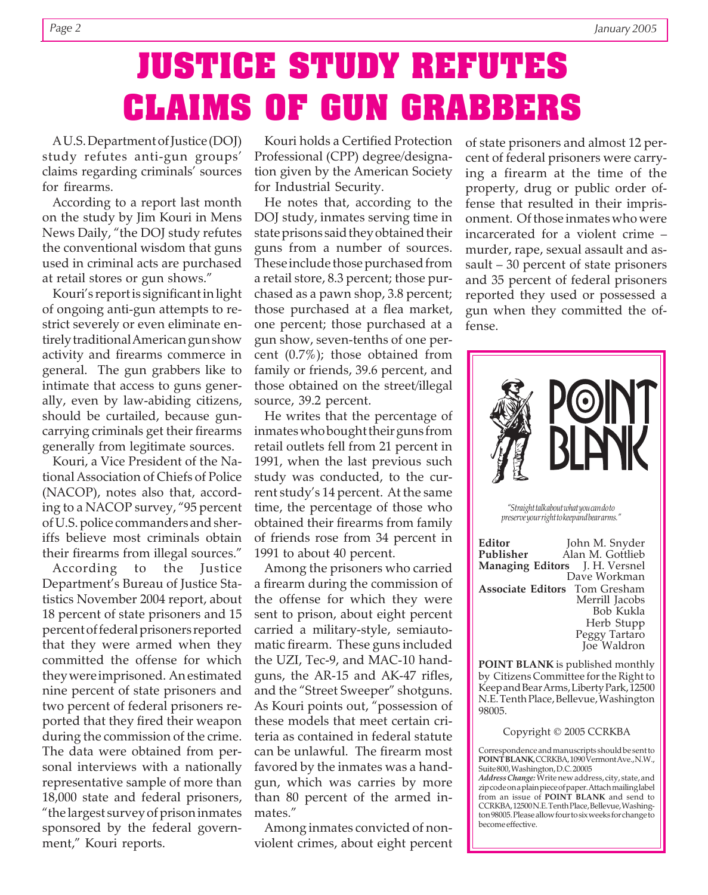# JUSTICE STUDY REFUTES CLAIMS OF GUN GRABBERS

A U.S. Department of Justice (DOJ) study refutes anti-gun groups' claims regarding criminals' sources for firearms.

According to a report last month on the study by Jim Kouri in Mens News Daily, "the DOJ study refutes the conventional wisdom that guns used in criminal acts are purchased at retail stores or gun shows."

Kouri's report is significant in light of ongoing anti-gun attempts to restrict severely or even eliminate entirely traditional American gun show activity and firearms commerce in general. The gun grabbers like to intimate that access to guns generally, even by law-abiding citizens, should be curtailed, because gun-carrying criminals get their firearms generally from legitimate sources.

Kouri, a Vice President of the National Association of Chiefs of Police (NACOP), notes also that, according to a NACOP survey, "95 percent of U.S. police commanders and sheriffs believe most criminals obtain their firearms from illegal sources."

According to the Justice Department's Bureau of Justice Statistics November 2004 report, about 18 percent of state prisoners and 15 percent of federal prisoners reported that they were armed when they committed the offense for which they were imprisoned. An estimated nine percent of state prisoners and two percent of federal prisoners reported that they fired their weapon during the commission of the crime. The data were obtained from personal interviews with a nationally representative sample of more than 18,000 state and federal prisoners, "the largest survey of prison inmates sponsored by the federal government," Kouri reports.

Kouri holds a Certified Protection Professional (CPP) degree/designation given by the American Society for Industrial Security.

He notes that, according to the DOJ study, inmates serving time in state prisons said they obtained their guns from a number of sources. These include those purchased from a retail store, 8.3 percent; those purchased as a pawn shop, 3.8 percent; those purchased at a flea market, one percent; those purchased at a gun show, seven-tenths of one percent (0.7%); those obtained from family or friends, 39.6 percent, and those obtained on the street/illegal source, 39.2 percent.

He writes that the percentage of inmates who bought their guns from retail outlets fell from 21 percent in 1991, when the last previous such study was conducted, to the current study's 14 percent. At the same time, the percentage of those who obtained their firearms from family of friends rose from 34 percent in 1991 to about 40 percent.

Among the prisoners who carried a firearm during the commission of the offense for which they were sent to prison, about eight percent carried a military-style, semiautomatic firearm. These guns included the UZI, Tec-9, and MAC-10 handguns, the AR-15 and AK-47 rifles, and the "Street Sweeper" shotguns. As Kouri points out, "possession of these models that meet certain criteria as contained in federal statute can be unlawful. The firearm most favored by the inmates was a handgun, which was carries by more than 80 percent of the armed inmates."

Among inmates convicted of nonviolent crimes, about eight percent of state prisoners and almost 12 percent of federal prisoners were carrying a firearm at the time of the property, drug or public order offense that resulted in their imprisonment. Of those inmates who were incarcerated for a violent crime – murder, rape, sexual assault and assault – 30 percent of state prisoners and 35 percent of federal prisoners reported they used or possessed a gun when they committed the offense.

---

**POINT BLANK**

*"Straight talk about what you can do to preserve your right to keep and bear arms."*

**Editor** John M. Snyder
**Publisher** Alan M. Gottlieb
**Managing Editors** J. H. Versnel, Dave Workman
**Associate Editors** Tom Gresham, Merrill Jacobs, Bob Kukla, Herb Stupp, Peggy Tartaro, Joe Waldron

**POINT BLANK** is published monthly by Citizens Committee for the Right to Keep and Bear Arms, Liberty Park, 12500 N.E. Tenth Place, Bellevue, Washington 98005.

Copyright © 2005 CCRKBA

Correspondence and manuscripts should be sent to **POINT BLANK**, CCRKBA, 1090 Vermont Ave., N.W., Suite 800, Washington, D.C. 20005

***Address Change:*** Write new address, city, state, and zip code on a plain piece of paper. Attach mailing label from an issue of **POINT BLANK** and send to CCRKBA, 12500 N.E. Tenth Place, Bellevue, Washington 98005. Please allow four to six weeks for change to become effective.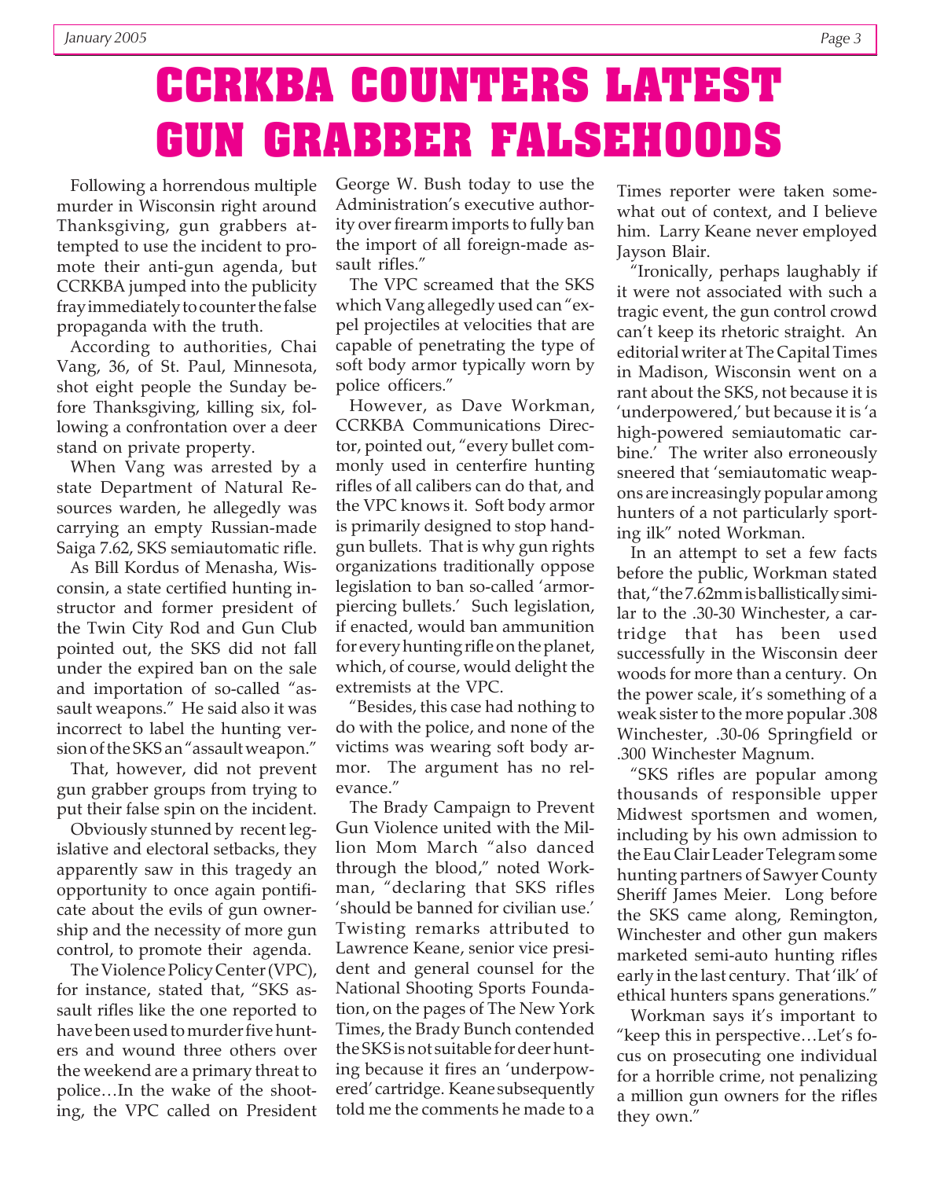# CCRKBA COUNTERS LATEST GUN GRABBER FALSEHOODS

Following a horrendous multiple murder in Wisconsin right around Thanksgiving, gun grabbers attempted to use the incident to promote their anti-gun agenda, but CCRKBA jumped into the publicity fray immediately to counter the false propaganda with the truth.

According to authorities, Chai Vang, 36, of St. Paul, Minnesota, shot eight people the Sunday before Thanksgiving, killing six, following a confrontation over a deer stand on private property.

When Vang was arrested by a state Department of Natural Resources warden, he allegedly was carrying an empty Russian-made Saiga 7.62, SKS semiautomatic rifle.

As Bill Kordus of Menasha, Wisconsin, a state certified hunting instructor and former president of the Twin City Rod and Gun Club pointed out, the SKS did not fall under the expired ban on the sale and importation of so-called "assault weapons." He said also it was incorrect to label the hunting version of the SKS an "assault weapon."

That, however, did not prevent gun grabber groups from trying to put their false spin on the incident.

Obviously stunned by recent legislative and electoral setbacks, they apparently saw in this tragedy an opportunity to once again pontificate about the evils of gun ownership and the necessity of more gun control, to promote their agenda.

The Violence Policy Center (VPC), for instance, stated that, "SKS assault rifles like the one reported to have been used to murder five hunters and wound three others over the weekend are a primary threat to police…In the wake of the shooting, the VPC called on President George W. Bush today to use the Administration's executive authority over firearm imports to fully ban the import of all foreign-made assault rifles."

The VPC screamed that the SKS which Vang allegedly used can "expel projectiles at velocities that are capable of penetrating the type of soft body armor typically worn by police officers."

However, as Dave Workman, CCRKBA Communications Director, pointed out, "every bullet commonly used in centerfire hunting rifles of all calibers can do that, and the VPC knows it. Soft body armor is primarily designed to stop handgun bullets. That is why gun rights organizations traditionally oppose legislation to ban so-called 'armor-piercing bullets.' Such legislation, if enacted, would ban ammunition for every hunting rifle on the planet, which, of course, would delight the extremists at the VPC.

"Besides, this case had nothing to do with the police, and none of the victims was wearing soft body armor. The argument has no relevance."

The Brady Campaign to Prevent Gun Violence united with the Million Mom March "also danced through the blood," noted Workman, "declaring that SKS rifles 'should be banned for civilian use.' Twisting remarks attributed to Lawrence Keane, senior vice president and general counsel for the National Shooting Sports Foundation, on the pages of The New York Times, the Brady Bunch contended the SKS is not suitable for deer hunting because it fires an 'underpowered' cartridge. Keane subsequently told me the comments he made to a Times reporter were taken somewhat out of context, and I believe him. Larry Keane never employed Jayson Blair.

"Ironically, perhaps laughably if it were not associated with such a tragic event, the gun control crowd can't keep its rhetoric straight. An editorial writer at The Capital Times in Madison, Wisconsin went on a rant about the SKS, not because it is 'underpowered,' but because it is 'a high-powered semiautomatic carbine.' The writer also erroneously sneered that 'semiautomatic weapons are increasingly popular among hunters of a not particularly sporting ilk" noted Workman.

In an attempt to set a few facts before the public, Workman stated that, "the 7.62mm is ballistically similar to the .30-30 Winchester, a cartridge that has been used successfully in the Wisconsin deer woods for more than a century. On the power scale, it's something of a weak sister to the more popular .308 Winchester, .30-06 Springfield or .300 Winchester Magnum.

"SKS rifles are popular among thousands of responsible upper Midwest sportsmen and women, including by his own admission to the Eau Clair Leader Telegram some hunting partners of Sawyer County Sheriff James Meier. Long before the SKS came along, Remington, Winchester and other gun makers marketed semi-auto hunting rifles early in the last century. That 'ilk' of ethical hunters spans generations."

Workman says it's important to "keep this in perspective…Let's focus on prosecuting one individual for a horrible crime, not penalizing a million gun owners for the rifles they own."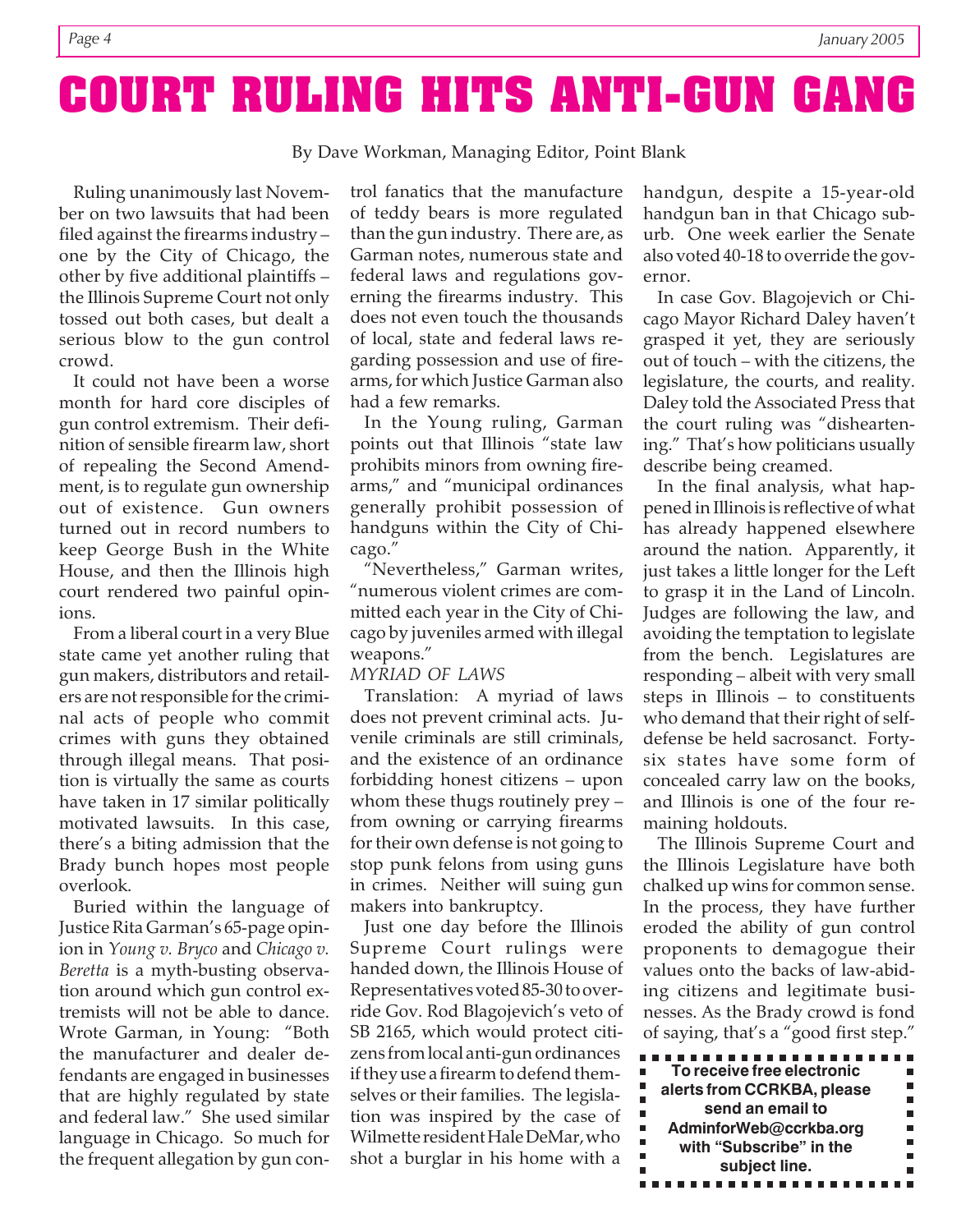# COURT RULING HITS ANTI-GUN GANG

By Dave Workman, Managing Editor, Point Blank

Ruling unanimously last November on two lawsuits that had been filed against the firearms industry – one by the City of Chicago, the other by five additional plaintiffs – the Illinois Supreme Court not only tossed out both cases, but dealt a serious blow to the gun control crowd.

It could not have been a worse month for hard core disciples of gun control extremism. Their definition of sensible firearm law, short of repealing the Second Amendment, is to regulate gun ownership out of existence. Gun owners turned out in record numbers to keep George Bush in the White House, and then the Illinois high court rendered two painful opinions.

From a liberal court in a very Blue state came yet another ruling that gun makers, distributors and retailers are not responsible for the criminal acts of people who commit crimes with guns they obtained through illegal means. That position is virtually the same as courts have taken in 17 similar politically motivated lawsuits. In this case, there's a biting admission that the Brady bunch hopes most people overlook.

Buried within the language of Justice Rita Garman's 65-page opinion in *Young v. Bryco* and *Chicago v. Beretta* is a myth-busting observation around which gun control extremists will not be able to dance. Wrote Garman, in Young: "Both the manufacturer and dealer defendants are engaged in businesses that are highly regulated by state and federal law." She used similar language in Chicago. So much for the frequent allegation by gun control fanatics that the manufacture of teddy bears is more regulated than the gun industry. There are, as Garman notes, numerous state and federal laws and regulations governing the firearms industry. This does not even touch the thousands of local, state and federal laws regarding possession and use of firearms, for which Justice Garman also had a few remarks.

In the Young ruling, Garman points out that Illinois "state law prohibits minors from owning firearms," and "municipal ordinances generally prohibit possession of handguns within the City of Chicago."

"Nevertheless," Garman writes, "numerous violent crimes are committed each year in the City of Chicago by juveniles armed with illegal weapons."

*MYRIAD OF LAWS*

Translation: A myriad of laws does not prevent criminal acts. Juvenile criminals are still criminals, and the existence of an ordinance forbidding honest citizens – upon whom these thugs routinely prey – from owning or carrying firearms for their own defense is not going to stop punk felons from using guns in crimes. Neither will suing gun makers into bankruptcy.

Just one day before the Illinois Supreme Court rulings were handed down, the Illinois House of Representatives voted 85-30 to override Gov. Rod Blagojevich's veto of SB 2165, which would protect citizens from local anti-gun ordinances if they use a firearm to defend themselves or their families. The legislation was inspired by the case of Wilmette resident Hale DeMar, who shot a burglar in his home with a handgun, despite a 15-year-old handgun ban in that Chicago suburb. One week earlier the Senate also voted 40-18 to override the governor.

In case Gov. Blagojevich or Chicago Mayor Richard Daley haven't grasped it yet, they are seriously out of touch – with the citizens, the legislature, the courts, and reality. Daley told the Associated Press that the court ruling was "disheartening." That's how politicians usually describe being creamed.

In the final analysis, what happened in Illinois is reflective of what has already happened elsewhere around the nation. Apparently, it just takes a little longer for the Left to grasp it in the Land of Lincoln. Judges are following the law, and avoiding the temptation to legislate from the bench. Legislatures are responding – albeit with very small steps in Illinois – to constituents who demand that their right of self-defense be held sacrosanct. Forty-six states have some form of concealed carry law on the books, and Illinois is one of the four remaining holdouts.

The Illinois Supreme Court and the Illinois Legislature have both chalked up wins for common sense. In the process, they have further eroded the ability of gun control proponents to demagogue their values onto the backs of law-abiding citizens and legitimate businesses. As the Brady crowd is fond of saying, that's a "good first step."

**To receive free electronic alerts from CCRKBA, please send an email to AdminforWeb@ccrkba.org with "Subscribe" in the subject line.**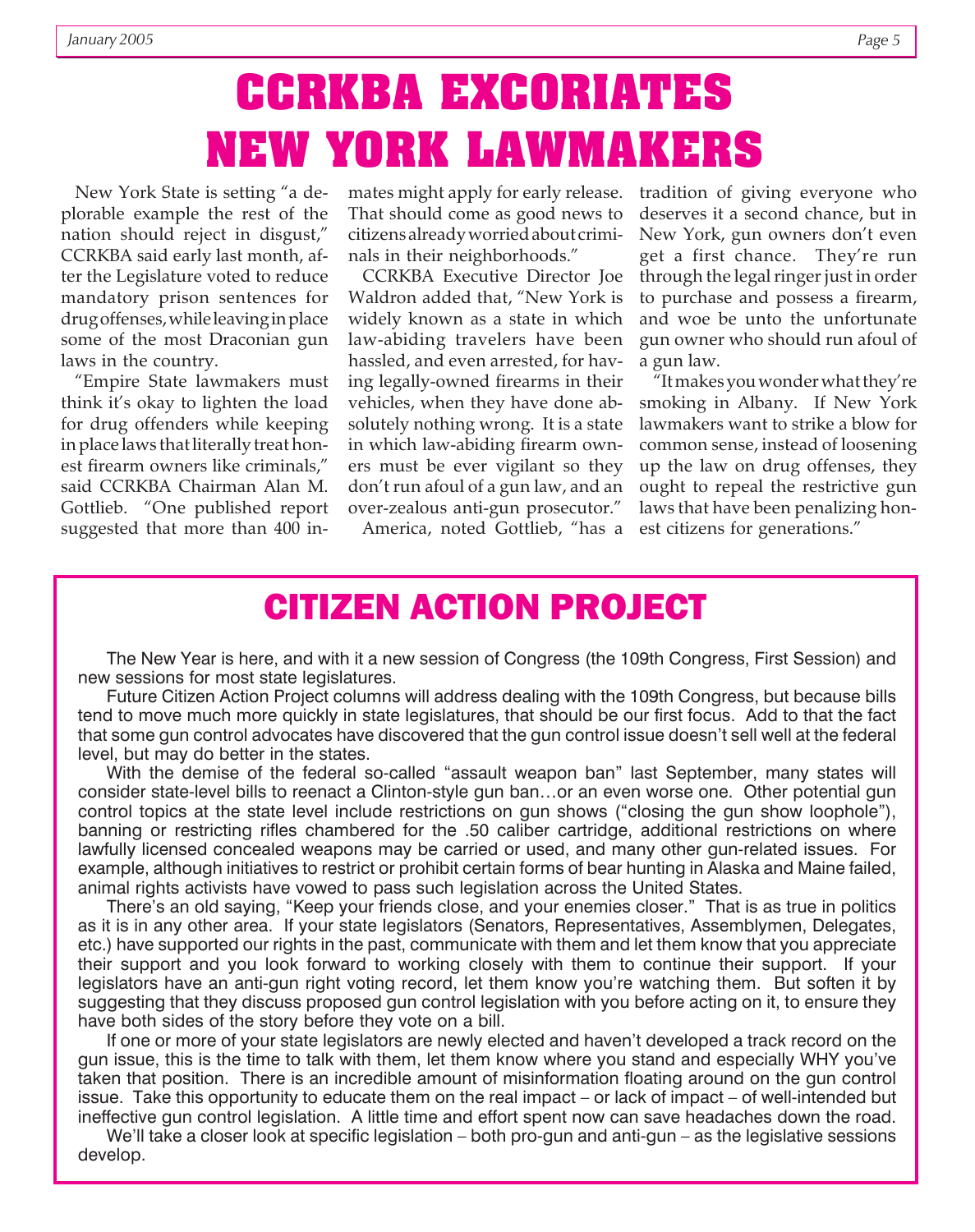# CCRKBA EXCORIATES NEW YORK LAWMAKERS

New York State is setting "a deplorable example the rest of the nation should reject in disgust," CCRKBA said early last month, after the Legislature voted to reduce mandatory prison sentences for drug offenses, while leaving in place some of the most Draconian gun laws in the country.

"Empire State lawmakers must think it's okay to lighten the load for drug offenders while keeping in place laws that literally treat honest firearm owners like criminals," said CCRKBA Chairman Alan M. Gottlieb. "One published report suggested that more than 400 inmates might apply for early release. That should come as good news to citizens already worried about criminals in their neighborhoods."

CCRKBA Executive Director Joe Waldron added that, "New York is widely known as a state in which law-abiding travelers have been hassled, and even arrested, for having legally-owned firearms in their vehicles, when they have done absolutely nothing wrong. It is a state in which law-abiding firearm owners must be ever vigilant so they don't run afoul of a gun law, and an over-zealous anti-gun prosecutor."

America, noted Gottlieb, "has a tradition of giving everyone who deserves it a second chance, but in New York, gun owners don't even get a first chance. They're run through the legal ringer just in order to purchase and possess a firearm, and woe be unto the unfortunate gun owner who should run afoul of a gun law.

"It makes you wonder what they're smoking in Albany. If New York lawmakers want to strike a blow for common sense, instead of loosening up the law on drug offenses, they ought to repeal the restrictive gun laws that have been penalizing honest citizens for generations."

## CITIZEN ACTION PROJECT

The New Year is here, and with it a new session of Congress (the 109th Congress, First Session) and new sessions for most state legislatures.

Future Citizen Action Project columns will address dealing with the 109th Congress, but because bills tend to move much more quickly in state legislatures, that should be our first focus. Add to that the fact that some gun control advocates have discovered that the gun control issue doesn't sell well at the federal level, but may do better in the states.

With the demise of the federal so-called "assault weapon ban" last September, many states will consider state-level bills to reenact a Clinton-style gun ban…or an even worse one. Other potential gun control topics at the state level include restrictions on gun shows ("closing the gun show loophole"), banning or restricting rifles chambered for the .50 caliber cartridge, additional restrictions on where lawfully licensed concealed weapons may be carried or used, and many other gun-related issues. For example, although initiatives to restrict or prohibit certain forms of bear hunting in Alaska and Maine failed, animal rights activists have vowed to pass such legislation across the United States.

There's an old saying, "Keep your friends close, and your enemies closer." That is as true in politics as it is in any other area. If your state legislators (Senators, Representatives, Assemblymen, Delegates, etc.) have supported our rights in the past, communicate with them and let them know that you appreciate their support and you look forward to working closely with them to continue their support. If your legislators have an anti-gun right voting record, let them know you're watching them. But soften it by suggesting that they discuss proposed gun control legislation with you before acting on it, to ensure they have both sides of the story before they vote on a bill.

If one or more of your state legislators are newly elected and haven't developed a track record on the gun issue, this is the time to talk with them, let them know where you stand and especially WHY you've taken that position. There is an incredible amount of misinformation floating around on the gun control issue. Take this opportunity to educate them on the real impact – or lack of impact – of well-intended but ineffective gun control legislation. A little time and effort spent now can save headaches down the road.

We'll take a closer look at specific legislation – both pro-gun and anti-gun – as the legislative sessions develop.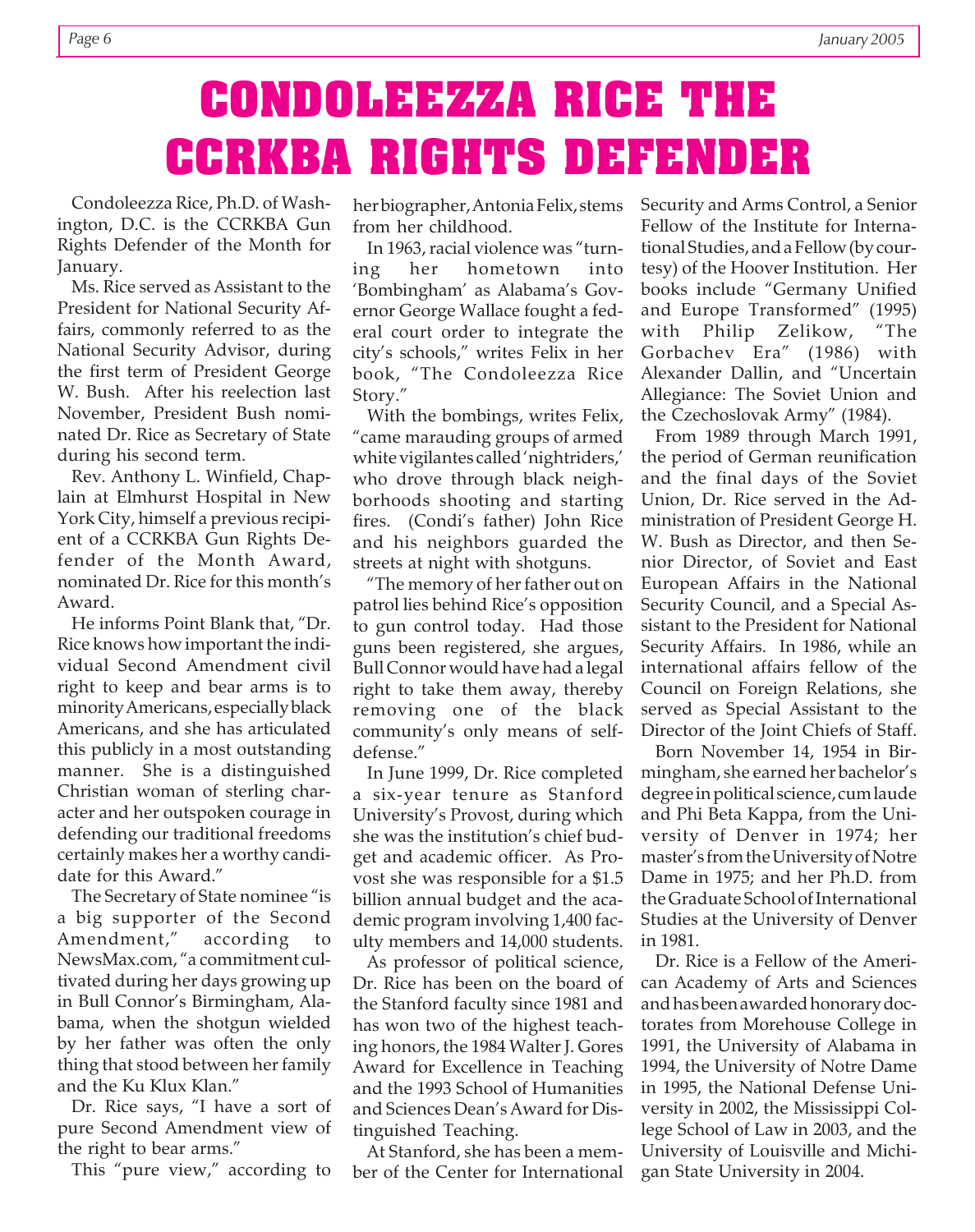# CONDOLEEZZA RICE THE CCRKBA RIGHTS DEFENDER

Condoleezza Rice, Ph.D. of Washington, D.C. is the CCRKBA Gun Rights Defender of the Month for January.

Ms. Rice served as Assistant to the President for National Security Affairs, commonly referred to as the National Security Advisor, during the first term of President George W. Bush. After his reelection last November, President Bush nominated Dr. Rice as Secretary of State during his second term.

Rev. Anthony L. Winfield, Chaplain at Elmhurst Hospital in New York City, himself a previous recipient of a CCRKBA Gun Rights Defender of the Month Award, nominated Dr. Rice for this month's Award.

He informs Point Blank that, "Dr. Rice knows how important the individual Second Amendment civil right to keep and bear arms is to minority Americans, especially black Americans, and she has articulated this publicly in a most outstanding manner. She is a distinguished Christian woman of sterling character and her outspoken courage in defending our traditional freedoms certainly makes her a worthy candidate for this Award."

The Secretary of State nominee "is a big supporter of the Second Amendment," according to NewsMax.com, "a commitment cultivated during her days growing up in Bull Connor's Birmingham, Alabama, when the shotgun wielded by her father was often the only thing that stood between her family and the Ku Klux Klan."

Dr. Rice says, "I have a sort of pure Second Amendment view of the right to bear arms."

This "pure view," according to her biographer, Antonia Felix, stems from her childhood.

In 1963, racial violence was "turning her hometown into 'Bombingham' as Alabama's Governor George Wallace fought a federal court order to integrate the city's schools," writes Felix in her book, "The Condoleezza Rice Story."

With the bombings, writes Felix, "came marauding groups of armed white vigilantes called 'nightriders,' who drove through black neighborhoods shooting and starting fires. (Condi's father) John Rice and his neighbors guarded the streets at night with shotguns.

"The memory of her father out on patrol lies behind Rice's opposition to gun control today. Had those guns been registered, she argues, Bull Connor would have had a legal right to take them away, thereby removing one of the black community's only means of self-defense."

In June 1999, Dr. Rice completed a six-year tenure as Stanford University's Provost, during which she was the institution's chief budget and academic officer. As Provost she was responsible for a $1.5 billion annual budget and the academic program involving 1,400 faculty members and 14,000 students.

As professor of political science, Dr. Rice has been on the board of the Stanford faculty since 1981 and has won two of the highest teaching honors, the 1984 Walter J. Gores Award for Excellence in Teaching and the 1993 School of Humanities and Sciences Dean's Award for Distinguished Teaching.

At Stanford, she has been a member of the Center for International Security and Arms Control, a Senior Fellow of the Institute for International Studies, and a Fellow (by courtesy) of the Hoover Institution. Her books include "Germany Unified and Europe Transformed" (1995) with Philip Zelikow, "The Gorbachev Era" (1986) with Alexander Dallin, and "Uncertain Allegiance: The Soviet Union and the Czechoslovak Army" (1984).

From 1989 through March 1991, the period of German reunification and the final days of the Soviet Union, Dr. Rice served in the Administration of President George H. W. Bush as Director, and then Senior Director, of Soviet and East European Affairs in the National Security Council, and a Special Assistant to the President for National Security Affairs. In 1986, while an international affairs fellow of the Council on Foreign Relations, she served as Special Assistant to the Director of the Joint Chiefs of Staff.

Born November 14, 1954 in Birmingham, she earned her bachelor's degree in political science, cum laude and Phi Beta Kappa, from the University of Denver in 1974; her master's from the University of Notre Dame in 1975; and her Ph.D. from the Graduate School of International Studies at the University of Denver in 1981.

Dr. Rice is a Fellow of the American Academy of Arts and Sciences and has been awarded honorary doctorates from Morehouse College in 1991, the University of Alabama in 1994, the University of Notre Dame in 1995, the National Defense University in 2002, the Mississippi College School of Law in 2003, and the University of Louisville and Michigan State University in 2004.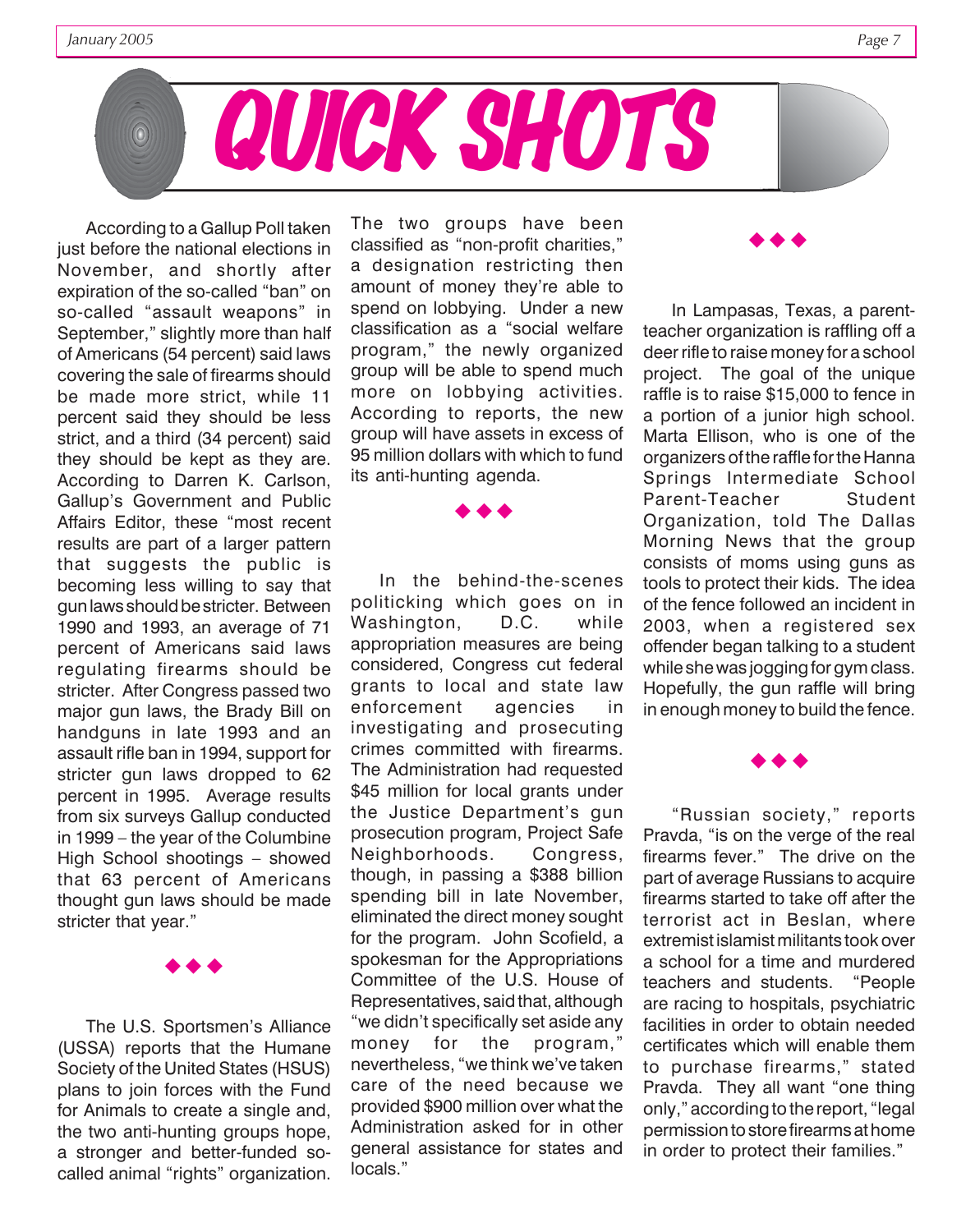# QUICK SHOTS

According to a Gallup Poll taken just before the national elections in November, and shortly after expiration of the so-called "ban" on so-called "assault weapons" in September," slightly more than half of Americans (54 percent) said laws covering the sale of firearms should be made more strict, while 11 percent said they should be less strict, and a third (34 percent) said they should be kept as they are. According to Darren K. Carlson, Gallup's Government and Public Affairs Editor, these "most recent results are part of a larger pattern that suggests the public is becoming less willing to say that gun laws should be stricter. Between 1990 and 1993, an average of 71 percent of Americans said laws regulating firearms should be stricter. After Congress passed two major gun laws, the Brady Bill on handguns in late 1993 and an assault rifle ban in 1994, support for stricter gun laws dropped to 62 percent in 1995. Average results from six surveys Gallup conducted in 1999 – the year of the Columbine High School shootings – showed that 63 percent of Americans thought gun laws should be made stricter that year."

◆◆◆

The U.S. Sportsmen's Alliance (USSA) reports that the Humane Society of the United States (HSUS) plans to join forces with the Fund for Animals to create a single and, the two anti-hunting groups hope, a stronger and better-funded so-called animal "rights" organization. The two groups have been classified as "non-profit charities," a designation restricting then amount of money they're able to spend on lobbying. Under a new classification as a "social welfare program," the newly organized group will be able to spend much more on lobbying activities. According to reports, the new group will have assets in excess of 95 million dollars with which to fund its anti-hunting agenda.

◆◆◆

In the behind-the-scenes politicking which goes on in Washington, D.C. while appropriation measures are being considered, Congress cut federal grants to local and state law enforcement agencies in investigating and prosecuting crimes committed with firearms. The Administration had requested $45 million for local grants under the Justice Department's gun prosecution program, Project Safe Neighborhoods. Congress, though, in passing a $388 billion spending bill in late November, eliminated the direct money sought for the program. John Scofield, a spokesman for the Appropriations Committee of the U.S. House of Representatives, said that, although "we didn't specifically set aside any money for the program," nevertheless, "we think we've taken care of the need because we provided $900 million over what the Administration asked for in other general assistance for states and locals."

◆◆◆

In Lampasas, Texas, a parent-teacher organization is raffling off a deer rifle to raise money for a school project. The goal of the unique raffle is to raise $15,000 to fence in a portion of a junior high school. Marta Ellison, who is one of the organizers of the raffle for the Hanna Springs Intermediate School Parent-Teacher Student Organization, told The Dallas Morning News that the group consists of moms using guns as tools to protect their kids. The idea of the fence followed an incident in 2003, when a registered sex offender began talking to a student while she was jogging for gym class. Hopefully, the gun raffle will bring in enough money to build the fence.

◆◆◆

"Russian society," reports Pravda, "is on the verge of the real firearms fever." The drive on the part of average Russians to acquire firearms started to take off after the terrorist act in Beslan, where extremist islamist militants took over a school for a time and murdered teachers and students. "People are racing to hospitals, psychiatric facilities in order to obtain needed certificates which will enable them to purchase firearms," stated Pravda. They all want "one thing only," according to the report, "legal permission to store firearms at home in order to protect their families."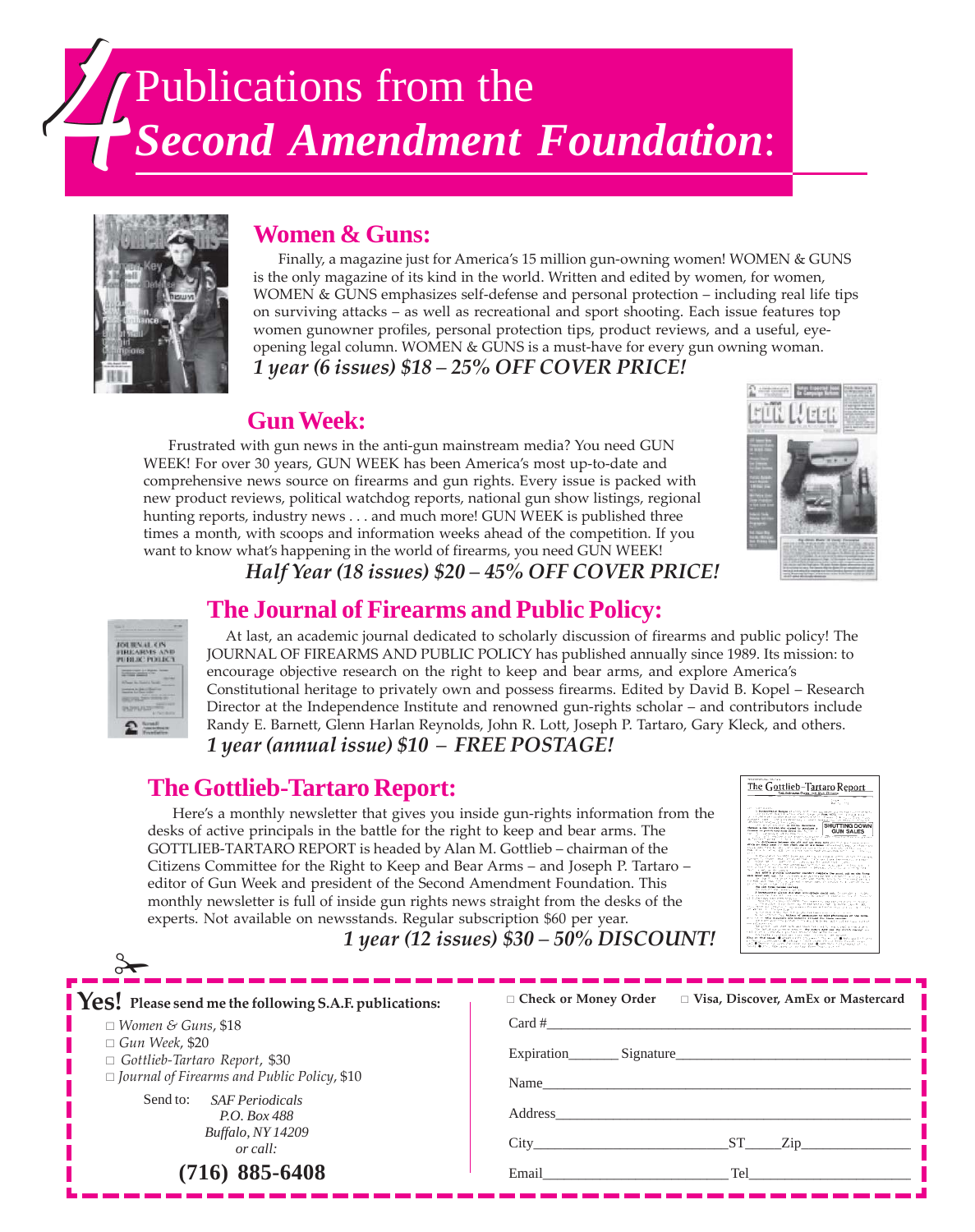# 4 Publications from the *Second Amendment Foundation*:

## Women & Guns:

Finally, a magazine just for America's 15 million gun-owning women! WOMEN & GUNS is the only magazine of its kind in the world. Written and edited by women, for women, WOMEN & GUNS emphasizes self-defense and personal protection – including real life tips on surviving attacks – as well as recreational and sport shooting. Each issue features top women gunowner profiles, personal protection tips, product reviews, and a useful, eye-opening legal column. WOMEN & GUNS is a must-have for every gun owning woman.

***1 year (6 issues) $18 – 25% OFF COVER PRICE!***

## Gun Week:

Frustrated with gun news in the anti-gun mainstream media? You need GUN WEEK! For over 30 years, GUN WEEK has been America's most up-to-date and comprehensive news source on firearms and gun rights. Every issue is packed with new product reviews, political watchdog reports, national gun show listings, regional hunting reports, industry news . . . and much more! GUN WEEK is published three times a month, with scoops and information weeks ahead of the competition. If you want to know what's happening in the world of firearms, you need GUN WEEK!

***Half Year (18 issues) $20 – 45% OFF COVER PRICE!***

## The Journal of Firearms and Public Policy:

At last, an academic journal dedicated to scholarly discussion of firearms and public policy! The JOURNAL OF FIREARMS AND PUBLIC POLICY has published annually since 1989. Its mission: to encourage objective research on the right to keep and bear arms, and explore America's Constitutional heritage to privately own and possess firearms. Edited by David B. Kopel – Research Director at the Independence Institute and renowned gun-rights scholar – and contributors include Randy E. Barnett, Glenn Harlan Reynolds, John R. Lott, Joseph P. Tartaro, Gary Kleck, and others.

***1 year (annual issue) $10 – FREE POSTAGE!***

## The Gottlieb-Tartaro Report:

Here's a monthly newsletter that gives you inside gun-rights information from the desks of active principals in the battle for the right to keep and bear arms. The GOTTLIEB-TARTARO REPORT is headed by Alan M. Gottlieb – chairman of the Citizens Committee for the Right to Keep and Bear Arms – and Joseph P. Tartaro – editor of Gun Week and president of the Second Amendment Foundation. This monthly newsletter is full of inside gun rights news straight from the desks of the experts. Not available on newsstands. Regular subscription $60 per year.

***1 year (12 issues) $30 – 50% DISCOUNT!***

---

**Yes! Please send me the following S.A.F. publications:**

- □ *Women & Guns*, $18
- □ *Gun Week*, $20
- □ *Gottlieb-Tartaro Report*, $30
- □ *Journal of Firearms and Public Policy*, $10

Send to: *SAF Periodicals*
*P.O. Box 488*
*Buffalo, NY 14209*
*or call:*

**(716) 885-6408**

□ **Check or Money Order** □ **Visa, Discover, AmEx or Mastercard**

Card #\_\_\_\_\_\_\_\_\_\_\_\_\_\_\_\_\_\_\_\_\_\_\_\_\_\_\_\_\_\_\_\_\_\_\_\_\_\_\_\_

Expiration\_\_\_\_\_\_\_ Signature\_\_\_\_\_\_\_\_\_\_\_\_\_\_\_\_\_\_\_\_\_\_\_\_\_\_\_\_\_\_

Name\_\_\_\_\_\_\_\_\_\_\_\_\_\_\_\_\_\_\_\_\_\_\_\_\_\_\_\_\_\_\_\_\_\_\_\_\_\_\_\_\_\_\_

Address\_\_\_\_\_\_\_\_\_\_\_\_\_\_\_\_\_\_\_\_\_\_\_\_\_\_\_\_\_\_\_\_\_\_\_\_\_\_\_\_\_

City\_\_\_\_\_\_\_\_\_\_\_\_\_\_\_\_\_\_\_\_\_\_\_ST\_\_\_\_\_Zip\_\_\_\_\_\_\_\_\_\_\_\_\_

Email\_\_\_\_\_\_\_\_\_\_\_\_\_\_\_\_\_\_\_\_\_\_\_ Tel\_\_\_\_\_\_\_\_\_\_\_\_\_\_\_\_\_\_\_\_